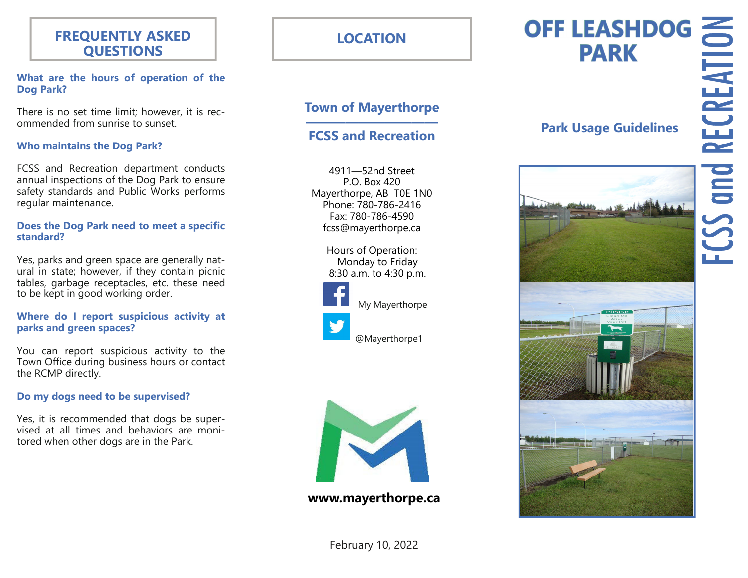## FREQUENTLY ASKED QUESTIONS

**What are the hours of operation of the Dog Park?**

There is no set time limit; however, it is recommended from sunrise to sunset.

**Who maintains the Dog Park?**

FCSS and Recreation department conducts annual inspections of the Dog Park to ensure safety standards and Public Works performs regular maintenance.

**Does the Dog Park need to meet a specific standard?**

Yes, parks and green space are generally natural in state; however, if they contain picnic tables, garbage receptacles, etc. these need to be kept in good working order.

**Where do I report suspicious activity at parks and green spaces?**

You can report suspicious activity to the Town Office during business hours or contact the RCMP directly.

**Do my dogs need to be supervised?**

Yes, it is recommended that dogs be supervised at all times and behaviors are monitored when other dogs are in the Park.

## LOCATION

### Town of Mayerthorpe

### FCSS and Recreation

4911—52nd Street
P.O. Box 420
Mayerthorpe, AB T0E 1N0
Phone: 780-786-2416
Fax: 780-786-4590
fcss@mayerthorpe.ca

Hours of Operation:
Monday to Friday
8:30 a.m. to 4:30 p.m.

My Mayerthorpe

@Mayerthorpe1

**www.mayerthorpe.ca**

February 10, 2022

# OFF LEASHDOG PARK

### Park Usage Guidelines

FCSS and RECREATION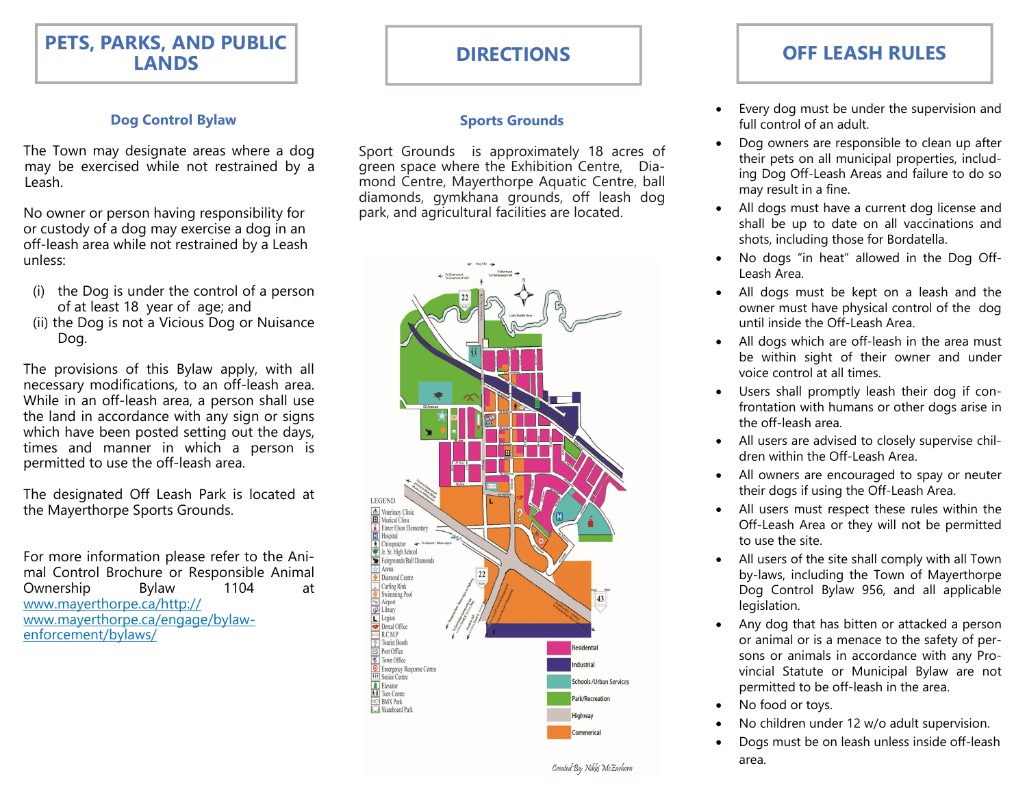# PETS, PARKS, AND PUBLIC LANDS

### Dog Control Bylaw

The Town may designate areas where a dog may be exercised while not restrained by a Leash.

No owner or person having responsibility for or custody of a dog may exercise a dog in an off-leash area while not restrained by a Leash unless:

(i) the Dog is under the control of a person of at least 18 year of age; and
(ii) the Dog is not a Vicious Dog or Nuisance Dog.

The provisions of this Bylaw apply, with all necessary modifications, to an off-leash area. While in an off-leash area, a person shall use the land in accordance with any sign or signs which have been posted setting out the days, times and manner in which a person is permitted to use the off-leash area.

The designated Off Leash Park is located at the Mayerthorpe Sports Grounds.

For more information please refer to the Animal Control Brochure or Responsible Animal Ownership Bylaw 1104 at [www.mayerthorpe.ca/http://www.mayerthorpe.ca/engage/bylaw-enforcement/bylaws/](www.mayerthorpe.ca/http://www.mayerthorpe.ca/engage/bylaw-enforcement/bylaws/)

# DIRECTIONS

### Sports Grounds

Sport Grounds is approximately 18 acres of green space where the Exhibition Centre, Diamond Centre, Mayerthorpe Aquatic Centre, ball diamonds, gymkhana grounds, off leash dog park, and agricultural facilities are located.

LEGEND
Veterinary Clinic
Medical Clinic
Elmer Elson Elementary
Hospital
Chiropractor
Jr. Sr. High School
Fairgrounds/Ball Diamonds
Arena
Diamond Centre
Curling Rink
Swimming Pool
Airport
Library
Legion
Dental Office
R.C.M.P
Tourist Booth
Post Office
Town Office
Emergency Response Centre
Senior Centre
Elevator
Teen Centre
BMX Park
Skateboard Park

Residential
Industrial
Schools/Urban Services
Park/Recreation
Highway
Commerical

Created By: Nikki McEachern

# OFF LEASH RULES

- Every dog must be under the supervision and full control of an adult.
- Dog owners are responsible to clean up after their pets on all municipal properties, including Dog Off-Leash Areas and failure to do so may result in a fine.
- All dogs must have a current dog license and shall be up to date on all vaccinations and shots, including those for Bordatella.
- No dogs "in heat" allowed in the Dog Off-Leash Area.
- All dogs must be kept on a leash and the owner must have physical control of the dog until inside the Off-Leash Area.
- All dogs which are off-leash in the area must be within sight of their owner and under voice control at all times.
- Users shall promptly leash their dog if confrontation with humans or other dogs arise in the off-leash area.
- All users are advised to closely supervise children within the Off-Leash Area.
- All owners are encouraged to spay or neuter their dogs if using the Off-Leash Area.
- All users must respect these rules within the Off-Leash Area or they will not be permitted to use the site.
- All users of the site shall comply with all Town by-laws, including the Town of Mayerthorpe Dog Control Bylaw 956, and all applicable legislation.
- Any dog that has bitten or attacked a person or animal or is a menace to the safety of persons or animals in accordance with any Provincial Statute or Municipal Bylaw are not permitted to be off-leash in the area.
- No food or toys.
- No children under 12 w/o adult supervision.
- Dogs must be on leash unless inside off-leash area.